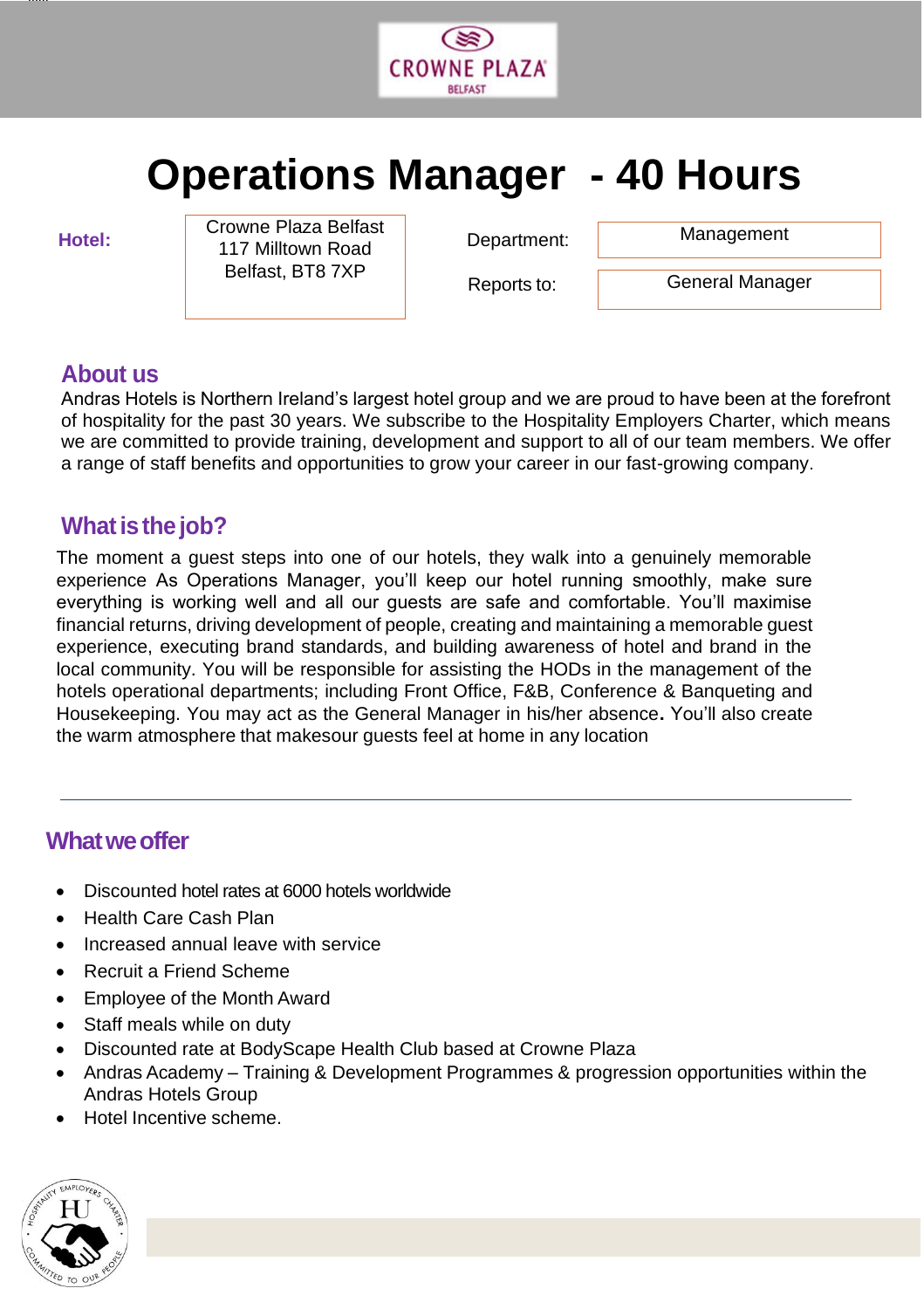CROWNE PLAZA
BELFAST

# Operations Manager - 40 Hours

| Hotel: | Crowne Plaza Belfast<br>117 Milltown Road<br>Belfast, BT8 7XP | Department: | Management |
|---|---|---|---|
| | | Reports to: | General Manager |

## About us

Andras Hotels is Northern Ireland's largest hotel group and we are proud to have been at the forefront of hospitality for the past 30 years. We subscribe to the Hospitality Employers Charter, which means we are committed to provide training, development and support to all of our team members. We offer a range of staff benefits and opportunities to grow your career in our fast-growing company.

## What is the job?

The moment a guest steps into one of our hotels, they walk into a genuinely memorable experience As Operations Manager, you'll keep our hotel running smoothly, make sure everything is working well and all our guests are safe and comfortable. You'll maximise financial returns, driving development of people, creating and maintaining a memorable guest experience, executing brand standards, and building awareness of hotel and brand in the local community. You will be responsible for assisting the HODs in the management of the hotels operational departments; including Front Office, F&B, Conference & Banqueting and Housekeeping. You may act as the General Manager in his/her absence**.** You'll also create the warm atmosphere that makesour guests feel at home in any location

---

## What we offer

- Discounted hotel rates at 6000 hotels worldwide
- Health Care Cash Plan
- Increased annual leave with service
- Recruit a Friend Scheme
- Employee of the Month Award
- Staff meals while on duty
- Discounted rate at BodyScape Health Club based at Crowne Plaza
- Andras Academy – Training & Development Programmes & progression opportunities within the Andras Hotels Group
- Hotel Incentive scheme.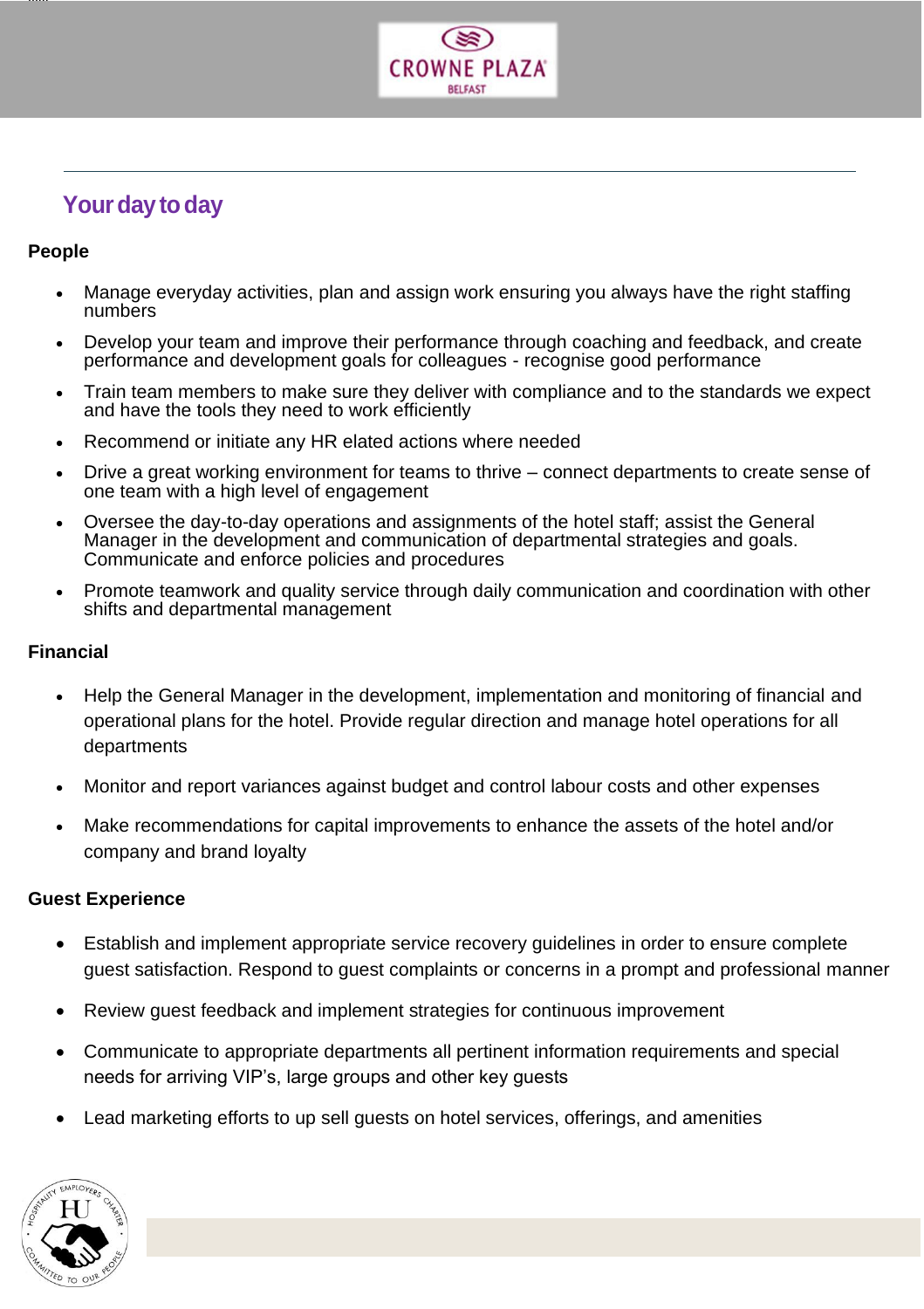## Your day to day

**People**

- Manage everyday activities, plan and assign work ensuring you always have the right staffing numbers
- Develop your team and improve their performance through coaching and feedback, and create performance and development goals for colleagues - recognise good performance
- Train team members to make sure they deliver with compliance and to the standards we expect and have the tools they need to work efficiently
- Recommend or initiate any HR elated actions where needed
- Drive a great working environment for teams to thrive – connect departments to create sense of one team with a high level of engagement
- Oversee the day-to-day operations and assignments of the hotel staff; assist the General Manager in the development and communication of departmental strategies and goals. Communicate and enforce policies and procedures
- Promote teamwork and quality service through daily communication and coordination with other shifts and departmental management

**Financial**

- Help the General Manager in the development, implementation and monitoring of financial and operational plans for the hotel. Provide regular direction and manage hotel operations for all departments
- Monitor and report variances against budget and control labour costs and other expenses
- Make recommendations for capital improvements to enhance the assets of the hotel and/or company and brand loyalty

**Guest Experience**

- Establish and implement appropriate service recovery guidelines in order to ensure complete guest satisfaction. Respond to guest complaints or concerns in a prompt and professional manner
- Review guest feedback and implement strategies for continuous improvement
- Communicate to appropriate departments all pertinent information requirements and special needs for arriving VIP's, large groups and other key guests
- Lead marketing efforts to up sell guests on hotel services, offerings, and amenities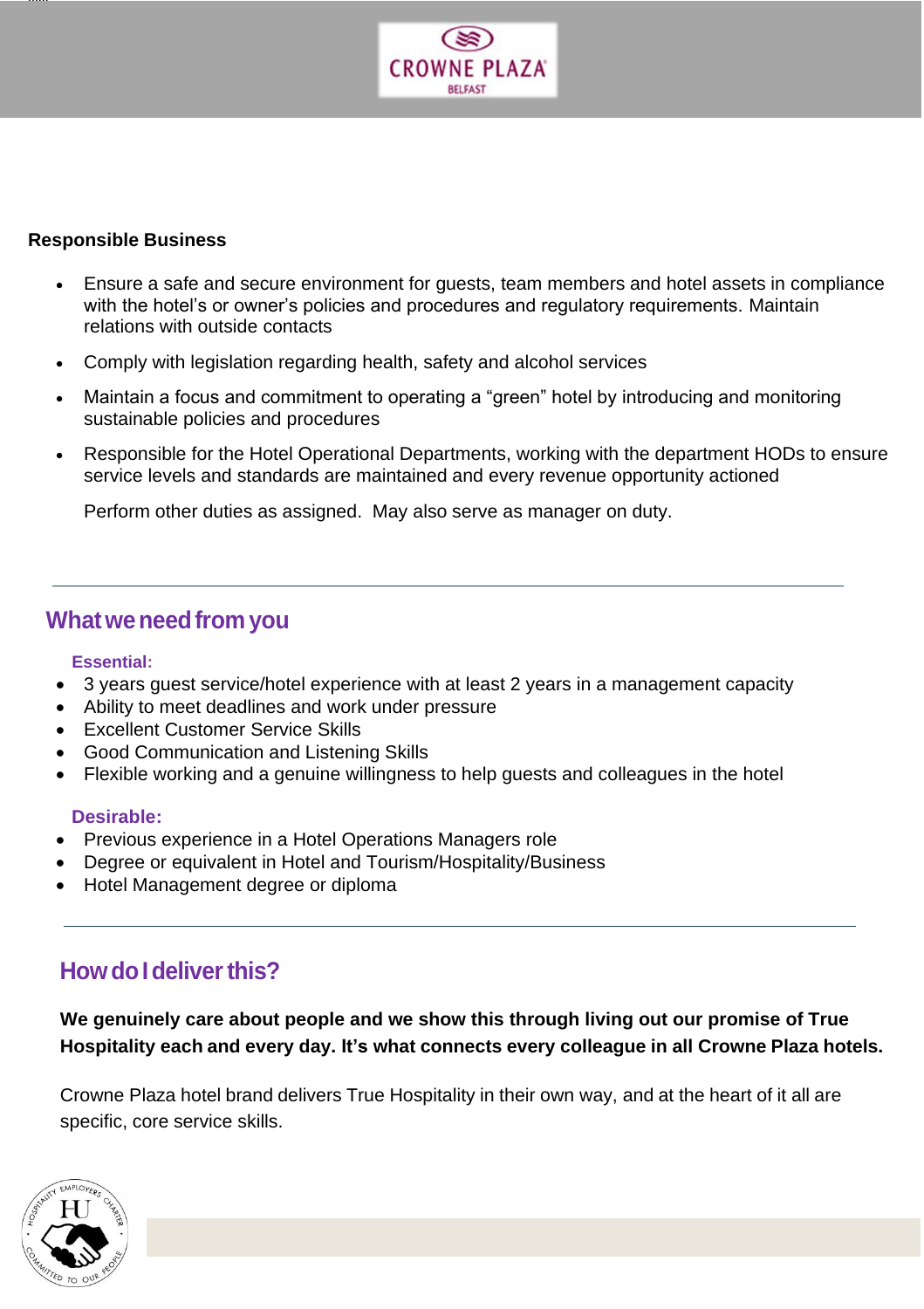**Responsible Business**

- Ensure a safe and secure environment for guests, team members and hotel assets in compliance with the hotel's or owner's policies and procedures and regulatory requirements. Maintain relations with outside contacts
- Comply with legislation regarding health, safety and alcohol services
- Maintain a focus and commitment to operating a "green" hotel by introducing and monitoring sustainable policies and procedures
- Responsible for the Hotel Operational Departments, working with the department HODs to ensure service levels and standards are maintained and every revenue opportunity actioned

  Perform other duties as assigned.  May also serve as manager on duty.

---

## What we need from you

**Essential:**

- 3 years guest service/hotel experience with at least 2 years in a management capacity
- Ability to meet deadlines and work under pressure
- Excellent Customer Service Skills
- Good Communication and Listening Skills
- Flexible working and a genuine willingness to help guests and colleagues in the hotel

**Desirable:**

- Previous experience in a Hotel Operations Managers role
- Degree or equivalent in Hotel and Tourism/Hospitality/Business
- Hotel Management degree or diploma

---

## How do I deliver this?

**We genuinely care about people and we show this through living out our promise of True Hospitality each and every day. It's what connects every colleague in all Crowne Plaza hotels.**

Crowne Plaza hotel brand delivers True Hospitality in their own way, and at the heart of it all are specific, core service skills.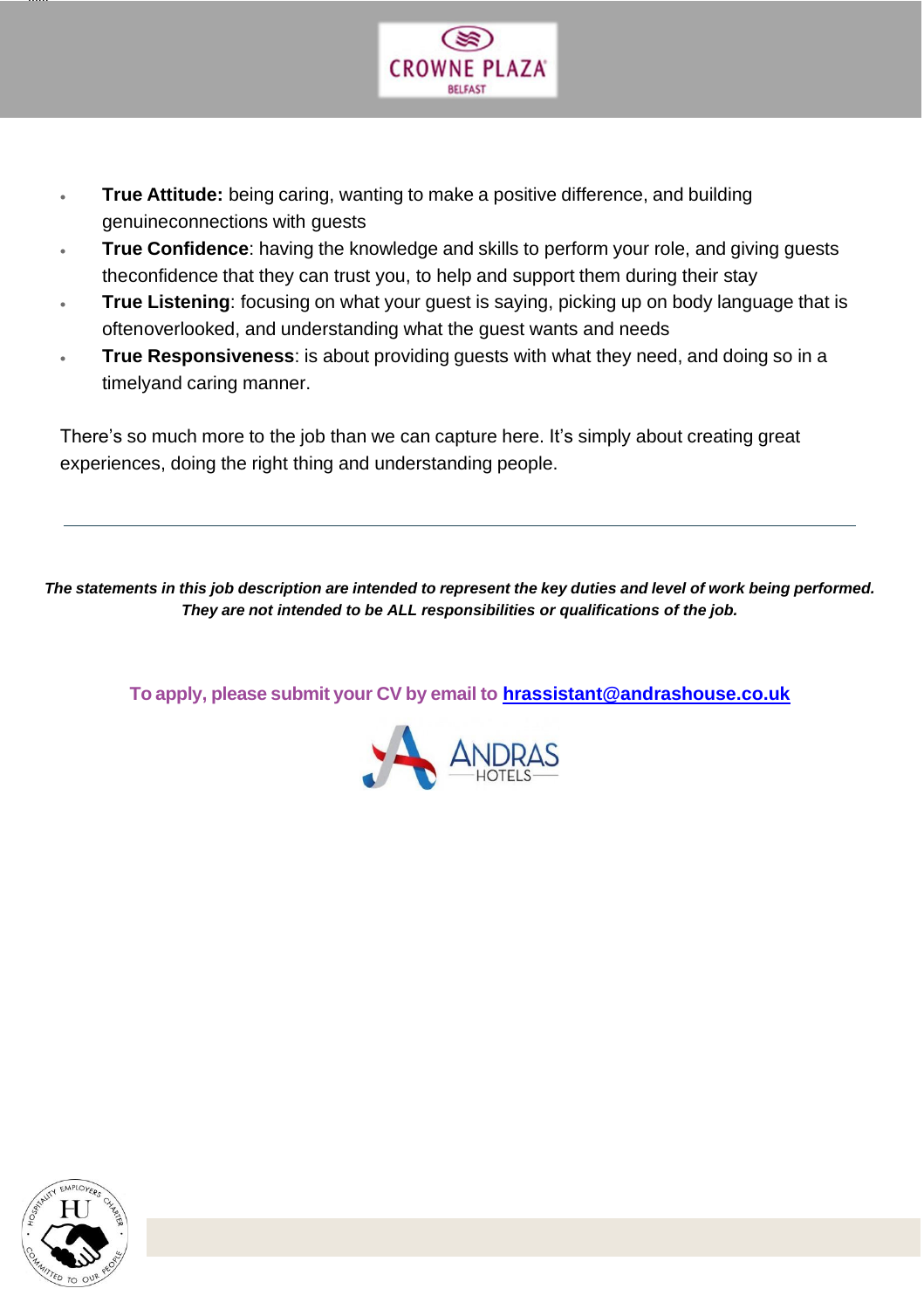- **True Attitude:** being caring, wanting to make a positive difference, and building genuineconnections with guests
- **True Confidence**: having the knowledge and skills to perform your role, and giving guests theconfidence that they can trust you, to help and support them during their stay
- **True Listening**: focusing on what your guest is saying, picking up on body language that is oftenoverlooked, and understanding what the guest wants and needs
- **True Responsiveness**: is about providing guests with what they need, and doing so in a timelyand caring manner.

There's so much more to the job than we can capture here. It's simply about creating great experiences, doing the right thing and understanding people.

---

***The statements in this job description are intended to represent the key duties and level of work being performed. They are not intended to be ALL responsibilities or qualifications of the job.***

**To apply, please submit your CV by email to [hrassistant@andrashouse.co.uk](mailto:hrassistant@andrashouse.co.uk)**